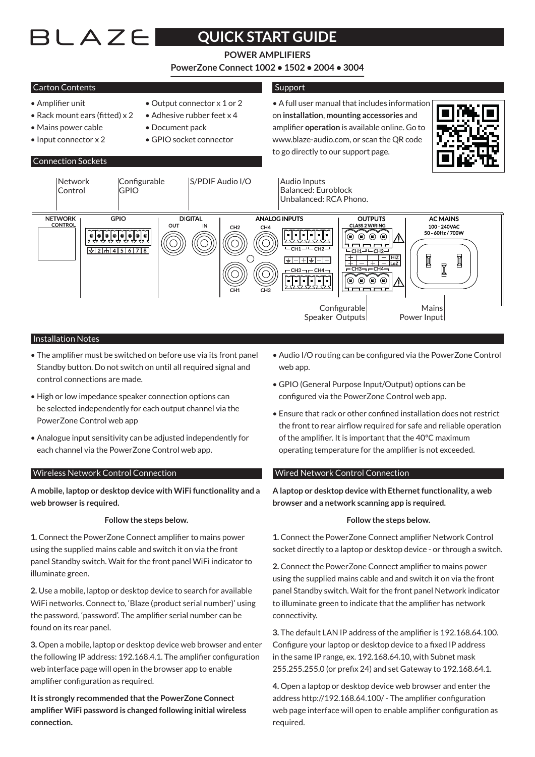# BLAZE QUICK START GUIDE

**POWER AMPLIFIERS**

**PowerZone Connect 1002 • 1502 • 2004 • 3004**

## Carton Contents

- Amplifier unit
- Rack mount ears (fitted) x 2
- Mains power cable
- Input connector x 2
- Output connector x 1 or 2
- Adhesive rubber feet x 4
- Document pack
- GPIO socket connector

## Support

- A full user manual that includes information on **installation**, **mounting accessories** and amplifier **operation** is available online. Go to www.blaze-audio.com, or scan the QR code to go directly to our support page.

## Connection Sockets

Network Control

Configurable GPIO

S/PDIF Audio I/O

Audio Inputs Balanced: Euroblock Unbalanced: RCA Phono.

NETWORK CONTROL

GPIO

DIGITAL OUT IN

ANALOG INPUTS CH2 CH4 CH1 CH3

OUTPUTS CLASS 2 WIRING CH1 CH2 CH3 CH4 HiZ LoZ

AC MAINS 100 - 240VAC 50 - 60Hz / 700W

Configurable Speaker Outputs

Mains Power Input

## Installation Notes

- The amplifier must be switched on before use via its front panel Standby button. Do not switch on until all required signal and control connections are made.
- High or low impedance speaker connection options can be selected independently for each output channel via the PowerZone Control web app
- Analogue input sensitivity can be adjusted independently for each channel via the PowerZone Control web app.
- Audio I/O routing can be configured via the PowerZone Control web app.
- GPIO (General Purpose Input/Output) options can be configured via the PowerZone Control web app.
- Ensure that rack or other confined installation does not restrict the front to rear airflow required for safe and reliable operation of the amplifier. It is important that the 40°C maximum operating temperature for the amplifier is not exceeded.

## Wireless Network Control Connection

**A mobile, laptop or desktop device with WiFi functionality and a web browser is required.**

**Follow the steps below.**

**1.** Connect the PowerZone Connect amplifier to mains power using the supplied mains cable and switch it on via the front panel Standby switch. Wait for the front panel WiFi indicator to illuminate green.

**2.** Use a mobile, laptop or desktop device to search for available WiFi networks. Connect to, 'Blaze (product serial number)' using the password, 'password'. The amplifier serial number can be found on its rear panel.

**3.** Open a mobile, laptop or desktop device web browser and enter the following IP address: 192.168.4.1. The amplifier configuration web interface page will open in the browser app to enable amplifier configuration as required.

**It is strongly recommended that the PowerZone Connect amplifier WiFi password is changed following initial wireless connection.**

## Wired Network Control Connection

**A laptop or desktop device with Ethernet functionality, a web browser and a network scanning app is required.**

**Follow the steps below.**

**1.** Connect the PowerZone Connect amplifier Network Control socket directly to a laptop or desktop device - or through a switch.

**2.** Connect the PowerZone Connect amplifier to mains power using the supplied mains cable and and switch it on via the front panel Standby switch. Wait for the front panel Network indicator to illuminate green to indicate that the amplifier has network connectivity.

**3.** The default LAN IP address of the amplifier is 192.168.64.100. Configure your laptop or desktop device to a fixed IP address in the same IP range, ex. 192.168.64.10, with Subnet mask 255.255.255.0 (or prefix 24) and set Gateway to 192.168.64.1.

**4.** Open a laptop or desktop device web browser and enter the address http://192.168.64.100/ - The amplifier configuration web page interface will open to enable amplifier configuration as required.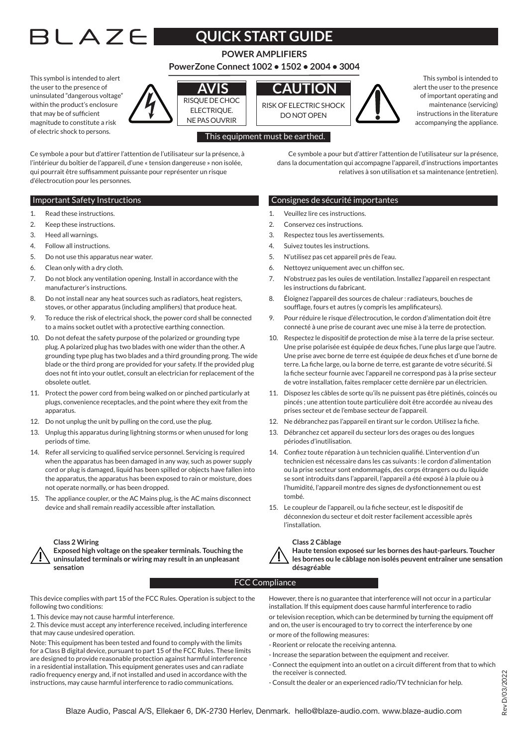# BLAZE QUICK START GUIDE

**POWER AMPLIFIERS**

**PowerZone Connect 1002 • 1502 • 2004 • 3004**

This symbol is intended to alert the user to the presence of uninsulated "dangerous voltage" within the product's enclosure that may be of sufficient magnitude to constitute a risk of electric shock to persons.

**AVIS**

RISQUE DE CHOC ÉLECTRIQUE. NE PAS OUVRIR

**CAUTION**

RISK OF ELECTRIC SHOCK DO NOT OPEN

This symbol is intended to alert the user to the presence of important operating and maintenance (servicing) instructions in the literature accompanying the appliance.

This equipment must be earthed.

Ce symbole a pour but d'attirer l'attention de l'utilisateur sur la présence, à l'intérieur du boîtier de l'appareil, d'une « tension dangereuse » non isolée, qui pourrait être suffisamment puissante pour représenter un risque d'électrocution pour les personnes.

Ce symbole a pour but d'attirer l'attention de l'utilisateur sur la présence, dans la documentation qui accompagne l'appareil, d'instructions importantes relatives à son utilisation et sa maintenance (entretien).

## Important Safety Instructions

1. Read these instructions.
2. Keep these instructions.
3. Heed all warnings.
4. Follow all instructions.
5. Do not use this apparatus near water.
6. Clean only with a dry cloth.
7. Do not block any ventilation opening. Install in accordance with the manufacturer's instructions.
8. Do not install near any heat sources such as radiators, heat registers, stoves, or other apparatus (including amplifiers) that produce heat.
9. To reduce the risk of electrical shock, the power cord shall be connected to a mains socket outlet with a protective earthing connection.
10. Do not defeat the safety purpose of the polarized or grounding type plug. A polarized plug has two blades with one wider than the other. A grounding type plug has two blades and a third grounding prong. The wide blade or the third prong are provided for your safety. If the provided plug does not fit into your outlet, consult an electrician for replacement of the obsolete outlet.
11. Protect the power cord from being walked on or pinched particularly at plugs, convenience receptacles, and the point where they exit from the apparatus.
12. Do not unplug the unit by pulling on the cord, use the plug.
13. Unplug this apparatus during lightning storms or when unused for long periods of time.
14. Refer all servicing to qualified service personnel. Servicing is required when the apparatus has been damaged in any way, such as power supply cord or plug is damaged, liquid has been spilled or objects have fallen into the apparatus, the apparatus has been exposed to rain or moisture, does not operate normally, or has been dropped.
15. The appliance coupler, or the AC Mains plug, is the AC mains disconnect device and shall remain readily accessible after installation.

**Class 2 Wiring**
**Exposed high voltage on the speaker terminals. Touching the uninsulated terminals or wiring may result in an unpleasant sensation**

## Consignes de sécurité importantes

1. Veuillez lire ces instructions.
2. Conservez ces instructions.
3. Respectez tous les avertissements.
4. Suivez toutes les instructions.
5. N'utilisez pas cet appareil près de l'eau.
6. Nettoyez uniquement avec un chiffon sec.
7. N'obstruez pas les ouïes de ventilation. Installez l'appareil en respectant les instructions du fabricant.
8. Éloignez l'appareil des sources de chaleur : radiateurs, bouches de soufflage, fours et autres (y compris les amplificateurs).
9. Pour réduire le risque d'électrocution, le cordon d'alimentation doit être connecté à une prise de courant avec une mise à la terre de protection.
10. Respectez le dispositif de protection de mise à la terre de la prise secteur. Une prise polarisée est équipée de deux fiches, l'une plus large que l'autre. Une prise avec borne de terre est équipée de deux fiches et d'une borne de terre. La fiche large, ou la borne de terre, est garante de votre sécurité. Si la fiche secteur fournie avec l'appareil ne correspond pas à la prise secteur de votre installation, faites remplacer cette dernière par un électricien.
11. Disposez les câbles de sorte qu'ils ne puissent pas être piétinés, coincés ou pincés ; une attention toute particulière doit être accordée au niveau des prises secteur et de l'embase secteur de l'appareil.
12. Ne débranchez pas l'appareil en tirant sur le cordon. Utilisez la fiche.
13. Débranchez cet appareil du secteur lors des orages ou des longues périodes d'inutilisation.
14. Confiez toute réparation à un technicien qualifié. L'intervention d'un technicien est nécessaire dans les cas suivants : le cordon d'alimentation ou la prise secteur sont endommagés, des corps étrangers ou du liquide se sont introduits dans l'appareil, l'appareil a été exposé à la pluie ou à l'humidité, l'appareil montre des signes de dysfonctionnement ou est tombé.
15. Le coupleur de l'appareil, ou la fiche secteur, est le dispositif de déconnexion du secteur et doit rester facilement accessible après l'installation.

**Class 2 Câblage**
**Haute tension exposeé sur les bornes des haut-parleurs. Toucher les bornes ou le câblage non isolés peuvent entraîner une sensation désagréable**

## FCC Compliance

This device complies with part 15 of the FCC Rules. Operation is subject to the following two conditions:

1. This device may not cause harmful interference.
2. This device must accept any interference received, including interference that may cause undesired operation.

Note: This equipment has been tested and found to comply with the limits for a Class B digital device, pursuant to part 15 of the FCC Rules. These limits are designed to provide reasonable protection against harmful interference in a residential installation. This equipment generates uses and can radiate radio frequency energy and, if not installed and used in accordance with the instructions, may cause harmful interference to radio communications.

However, there is no guarantee that interference will not occur in a particular installation. If this equipment does cause harmful interference to radio or television reception, which can be determined by turning the equipment off and on, the user is encouraged to try to correct the interference by one or more of the following measures:

- Reorient or relocate the receiving antenna.
- Increase the separation between the equipment and receiver.
- Connect the equipment into an outlet on a circuit different from that to which the receiver is connected.
- Consult the dealer or an experienced radio/TV technician for help.

Blaze Audio, Pascal A/S, Ellekaer 6, DK-2730 Herlev, Denmark. hello@blaze-audio.com. www.blaze-audio.com

Rev D/03/2022